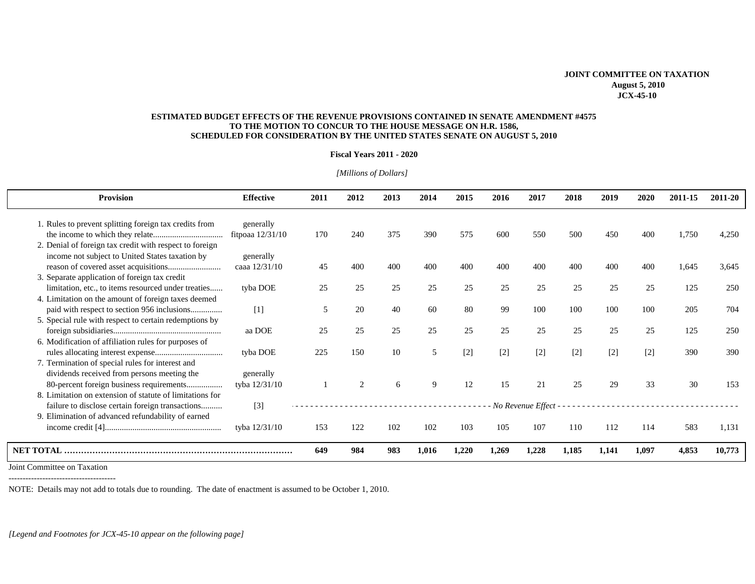**JOINT COMMITTEE ON TAXATION**
**August 5, 2010**
**JCX-45-10**

**ESTIMATED BUDGET EFFECTS OF THE REVENUE PROVISIONS CONTAINED IN SENATE AMENDMENT #4575 TO THE MOTION TO CONCUR TO THE HOUSE MESSAGE ON H.R. 1586, SCHEDULED FOR CONSIDERATION BY THE UNITED STATES SENATE ON AUGUST 5, 2010**

**Fiscal Years 2011 - 2020**

*[Millions of Dollars]*

| Provision | Effective | 2011 | 2012 | 2013 | 2014 | 2015 | 2016 | 2017 | 2018 | 2019 | 2020 | 2011-15 | 2011-20 |
|---|---|---|---|---|---|---|---|---|---|---|---|---|---|
| 1. Rules to prevent splitting foreign tax credits from the income to which they relate................................ | generally fitpoaa 12/31/10 | 170 | 240 | 375 | 390 | 575 | 600 | 550 | 500 | 450 | 400 | 1,750 | 4,250 |
| 2. Denial of foreign tax credit with respect to foreign income not subject to United States taxation by reason of covered asset acquisitions......................... | generally caaa 12/31/10 | 45 | 400 | 400 | 400 | 400 | 400 | 400 | 400 | 400 | 400 | 1,645 | 3,645 |
| 3. Separate application of foreign tax credit limitation, etc., to items resourced under treaties...... | tyba DOE | 25 | 25 | 25 | 25 | 25 | 25 | 25 | 25 | 25 | 25 | 125 | 250 |
| 4. Limitation on the amount of foreign taxes deemed paid with respect to section 956 inclusions.............. | [1] | 5 | 20 | 40 | 60 | 80 | 99 | 100 | 100 | 100 | 100 | 205 | 704 |
| 5. Special rule with respect to certain redemptions by foreign subsidiaries................................................... | aa DOE | 25 | 25 | 25 | 25 | 25 | 25 | 25 | 25 | 25 | 25 | 125 | 250 |
| 6. Modification of affiliation rules for purposes of rules allocating interest expense................................ | tyba DOE | 225 | 150 | 10 | 5 | [2] | [2] | [2] | [2] | [2] | [2] | 390 | 390 |
| 7. Termination of special rules for interest and dividends received from persons meeting the 80-percent foreign business requirements................ | generally tyba 12/31/10 | 1 | 2 | 6 | 9 | 12 | 15 | 21 | 25 | 29 | 33 | 30 | 153 |
| 8. Limitation on extension of statute of limitations for failure to disclose certain foreign transactions.......... | [3] | *No Revenue Effect* | | | | | | | | | | | |
| 9. Elimination of advanced refundability of earned income credit [4]...................................................... | tyba 12/31/10 | 153 | 122 | 102 | 102 | 103 | 105 | 107 | 110 | 112 | 114 | 583 | 1,131 |
| **NET TOTAL** | | **649** | **984** | **983** | **1,016** | **1,220** | **1,269** | **1,228** | **1,185** | **1,141** | **1,097** | **4,853** | **10,773** |

Joint Committee on Taxation

--------------------------------------

NOTE: Details may not add to totals due to rounding. The date of enactment is assumed to be October 1, 2010.

*[Legend and Footnotes for JCX-45-10 appear on the following page]*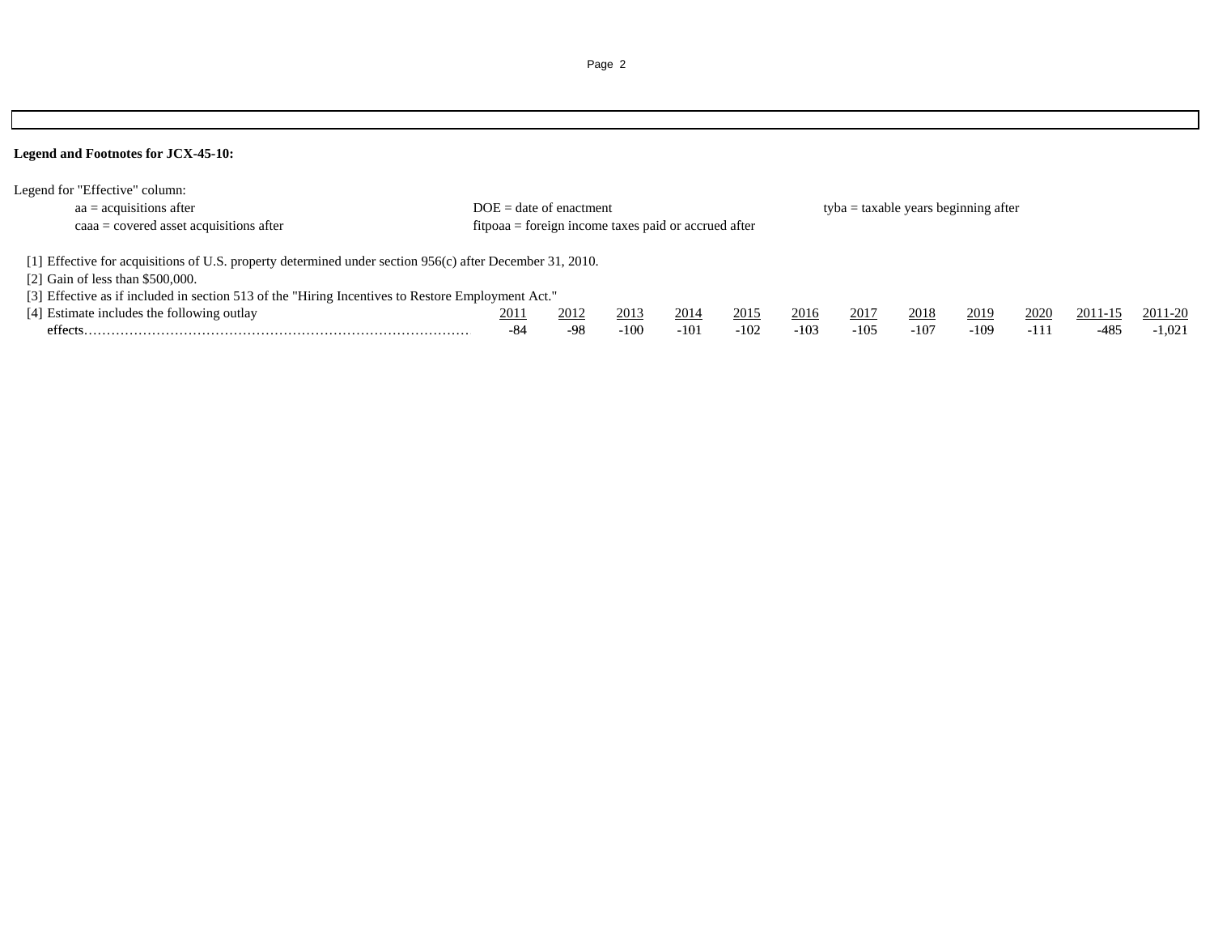**Legend and Footnotes for JCX-45-10:**

Legend for "Effective" column:

aa = acquisitions after

caaa = covered asset acquisitions after

DOE = date of enactment

fitpoaa = foreign income taxes paid or accrued after

tyba = taxable years beginning after

[1] Effective for acquisitions of U.S. property determined under section 956(c) after December 31, 2010.

[2] Gain of less than $500,000.

[3] Effective as if included in section 513 of the "Hiring Incentives to Restore Employment Act."

[4] Estimate includes the following outlay effects:

| | 2011 | 2012 | 2013 | 2014 | 2015 | 2016 | 2017 | 2018 | 2019 | 2020 | 2011-15 | 2011-20 |
|---|---|---|---|---|---|---|---|---|---|---|---|---|
| effects | -84 | -98 | -100 | -101 | -102 | -103 | -105 | -107 | -109 | -111 | -485 | -1,021 |